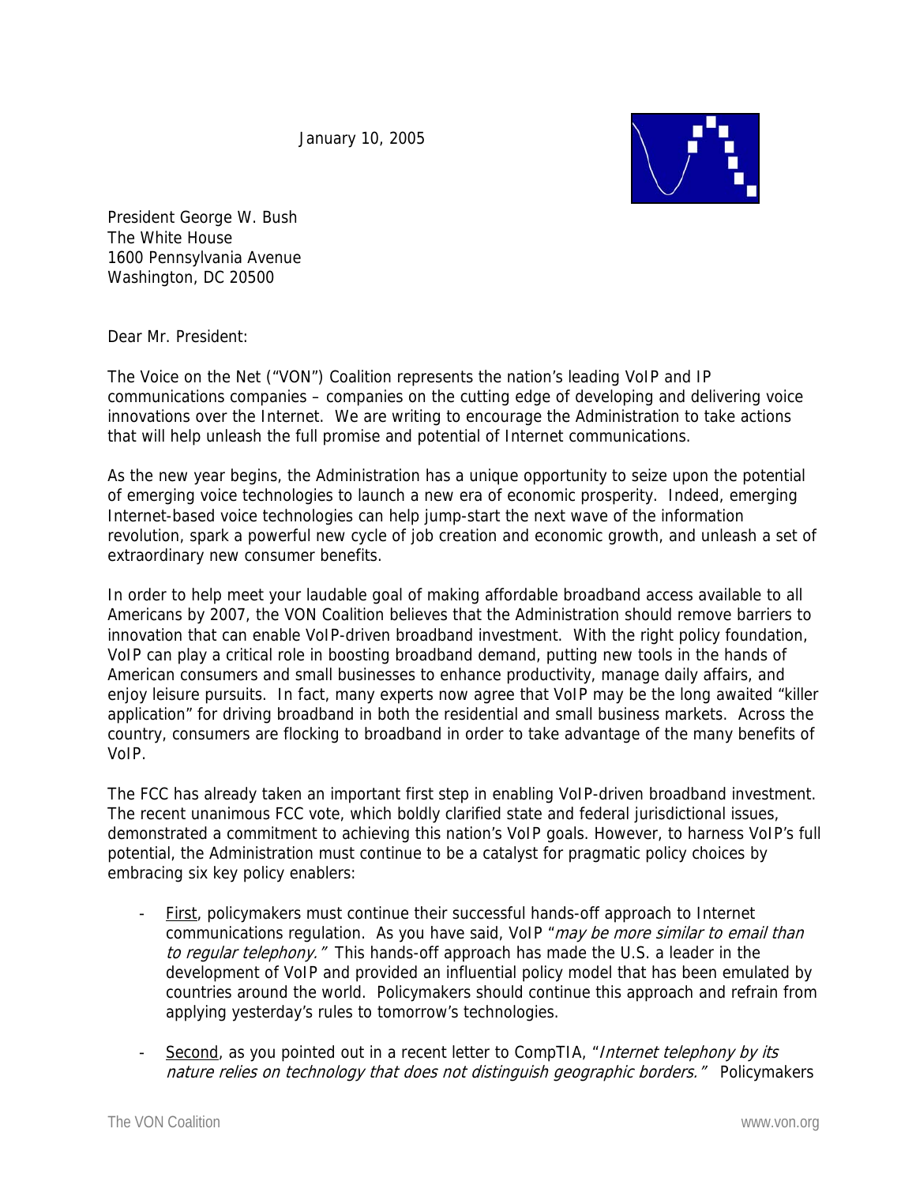January 10, 2005

President George W. Bush
The White House
1600 Pennsylvania Avenue
Washington, DC 20500

Dear Mr. President:

The Voice on the Net ("VON") Coalition represents the nation's leading VoIP and IP communications companies – companies on the cutting edge of developing and delivering voice innovations over the Internet. We are writing to encourage the Administration to take actions that will help unleash the full promise and potential of Internet communications.

As the new year begins, the Administration has a unique opportunity to seize upon the potential of emerging voice technologies to launch a new era of economic prosperity. Indeed, emerging Internet-based voice technologies can help jump-start the next wave of the information revolution, spark a powerful new cycle of job creation and economic growth, and unleash a set of extraordinary new consumer benefits.

In order to help meet your laudable goal of making affordable broadband access available to all Americans by 2007, the VON Coalition believes that the Administration should remove barriers to innovation that can enable VoIP-driven broadband investment. With the right policy foundation, VoIP can play a critical role in boosting broadband demand, putting new tools in the hands of American consumers and small businesses to enhance productivity, manage daily affairs, and enjoy leisure pursuits. In fact, many experts now agree that VoIP may be the long awaited "killer application" for driving broadband in both the residential and small business markets. Across the country, consumers are flocking to broadband in order to take advantage of the many benefits of VoIP.

The FCC has already taken an important first step in enabling VoIP-driven broadband investment. The recent unanimous FCC vote, which boldly clarified state and federal jurisdictional issues, demonstrated a commitment to achieving this nation's VoIP goals. However, to harness VoIP's full potential, the Administration must continue to be a catalyst for pragmatic policy choices by embracing six key policy enablers:

- <u>First</u>, policymakers must continue their successful hands-off approach to Internet communications regulation. As you have said, VoIP "*may be more similar to email than to regular telephony.*" This hands-off approach has made the U.S. a leader in the development of VoIP and provided an influential policy model that has been emulated by countries around the world. Policymakers should continue this approach and refrain from applying yesterday's rules to tomorrow's technologies.

- <u>Second</u>, as you pointed out in a recent letter to CompTIA, "*Internet telephony by its nature relies on technology that does not distinguish geographic borders.*" Policymakers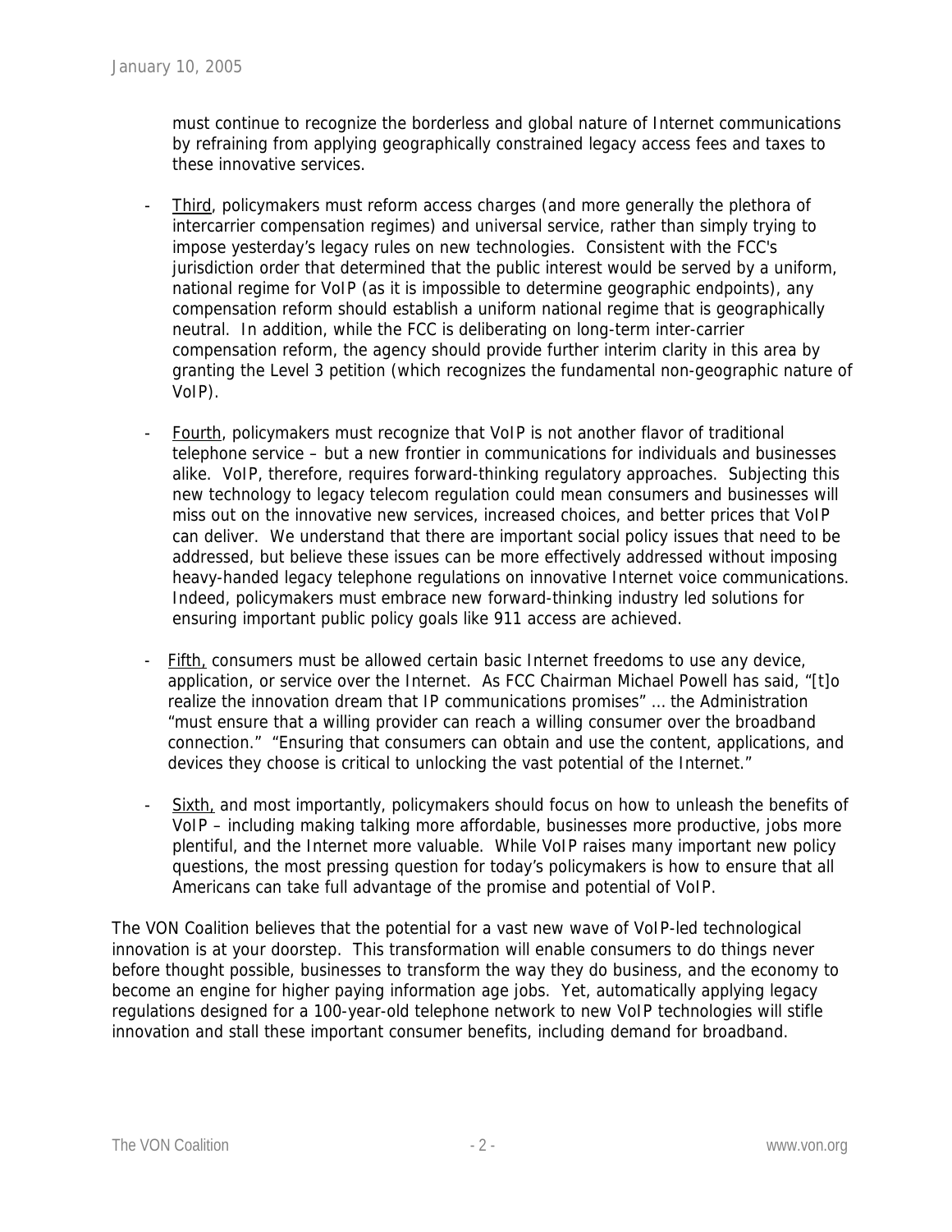must continue to recognize the borderless and global nature of Internet communications by refraining from applying geographically constrained legacy access fees and taxes to these innovative services.

- Third, policymakers must reform access charges (and more generally the plethora of intercarrier compensation regimes) and universal service, rather than simply trying to impose yesterday's legacy rules on new technologies. Consistent with the FCC's jurisdiction order that determined that the public interest would be served by a uniform, national regime for VoIP (as it is impossible to determine geographic endpoints), any compensation reform should establish a uniform national regime that is geographically neutral. In addition, while the FCC is deliberating on long-term inter-carrier compensation reform, the agency should provide further interim clarity in this area by granting the Level 3 petition (which recognizes the fundamental non-geographic nature of VoIP).

- Fourth, policymakers must recognize that VoIP is not another flavor of traditional telephone service – but a new frontier in communications for individuals and businesses alike. VoIP, therefore, requires forward-thinking regulatory approaches. Subjecting this new technology to legacy telecom regulation could mean consumers and businesses will miss out on the innovative new services, increased choices, and better prices that VoIP can deliver. We understand that there are important social policy issues that need to be addressed, but believe these issues can be more effectively addressed without imposing heavy-handed legacy telephone regulations on innovative Internet voice communications. Indeed, policymakers must embrace new forward-thinking industry led solutions for ensuring important public policy goals like 911 access are achieved.

- Fifth, consumers must be allowed certain basic Internet freedoms to use any device, application, or service over the Internet. As FCC Chairman Michael Powell has said, "[t]o realize the innovation dream that IP communications promises" … the Administration "must ensure that a willing provider can reach a willing consumer over the broadband connection." "Ensuring that consumers can obtain and use the content, applications, and devices they choose is critical to unlocking the vast potential of the Internet."

- Sixth, and most importantly, policymakers should focus on how to unleash the benefits of VoIP – including making talking more affordable, businesses more productive, jobs more plentiful, and the Internet more valuable. While VoIP raises many important new policy questions, the most pressing question for today's policymakers is how to ensure that all Americans can take full advantage of the promise and potential of VoIP.

The VON Coalition believes that the potential for a vast new wave of VoIP-led technological innovation is at your doorstep. This transformation will enable consumers to do things never before thought possible, businesses to transform the way they do business, and the economy to become an engine for higher paying information age jobs. Yet, automatically applying legacy regulations designed for a 100-year-old telephone network to new VoIP technologies will stifle innovation and stall these important consumer benefits, including demand for broadband.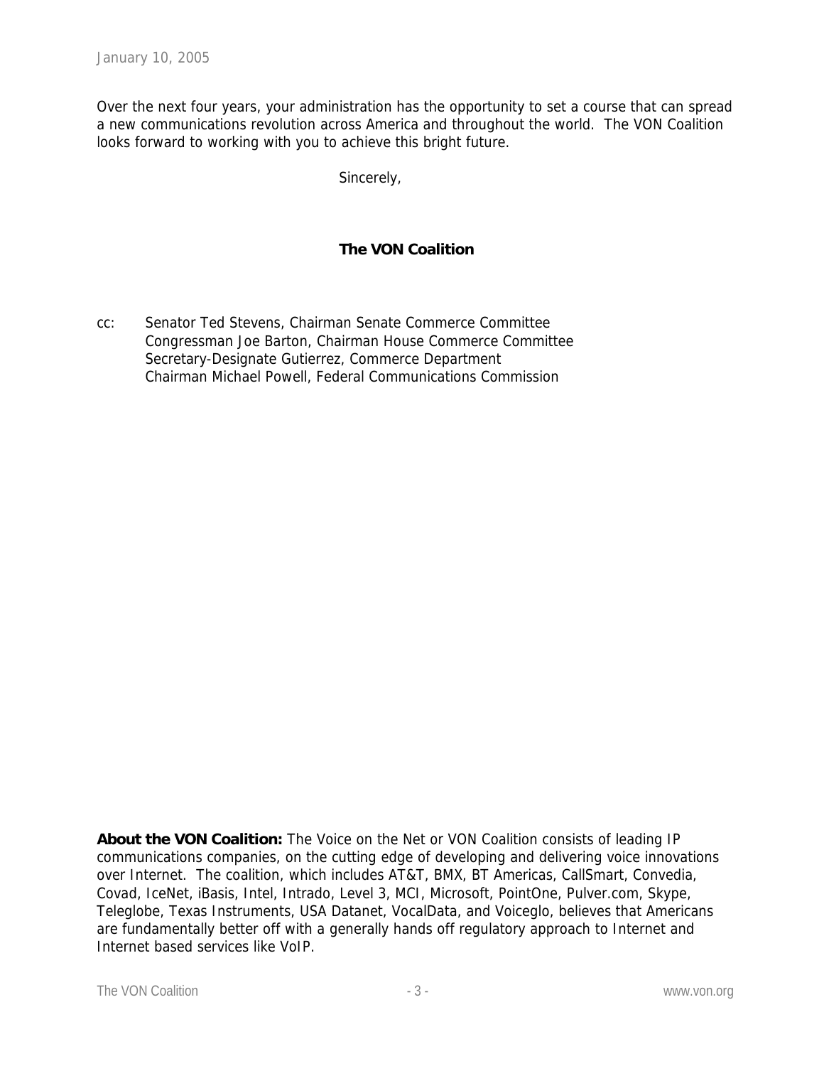Over the next four years, your administration has the opportunity to set a course that can spread a new communications revolution across America and throughout the world. The VON Coalition looks forward to working with you to achieve this bright future.

Sincerely,

**The VON Coalition**

cc: Senator Ted Stevens, Chairman Senate Commerce Committee
Congressman Joe Barton, Chairman House Commerce Committee
Secretary-Designate Gutierrez, Commerce Department
Chairman Michael Powell, Federal Communications Commission

**About the VON Coalition:** The Voice on the Net or VON Coalition consists of leading IP communications companies, on the cutting edge of developing and delivering voice innovations over Internet. The coalition, which includes AT&T, BMX, BT Americas, CallSmart, Convedia, Covad, IceNet, iBasis, Intel, Intrado, Level 3, MCI, Microsoft, PointOne, Pulver.com, Skype, Teleglobe, Texas Instruments, USA Datanet, VocalData, and Voiceglo, believes that Americans are fundamentally better off with a generally hands off regulatory approach to Internet and Internet based services like VoIP.